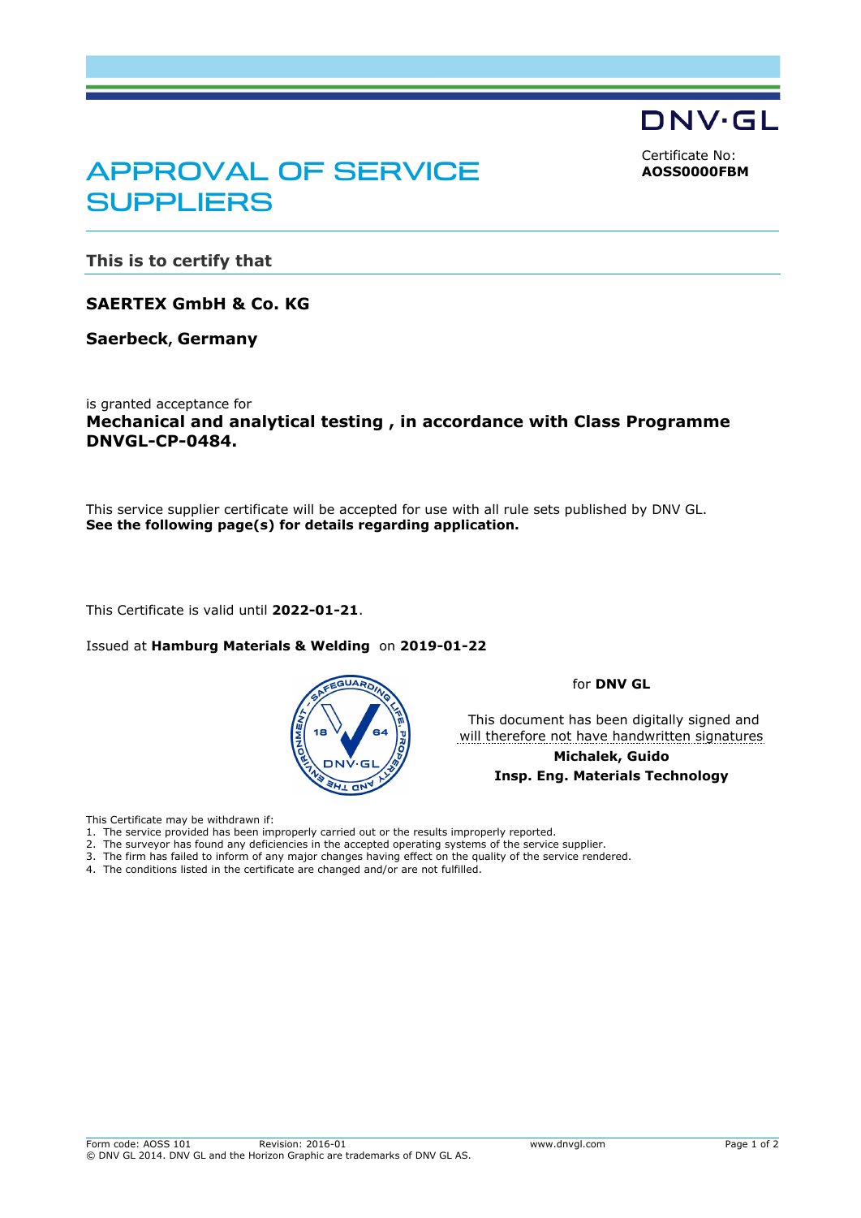DNV·GL

Certificate No:
**AOSS0000FBM**

# APPROVAL OF SERVICE SUPPLIERS

## This is to certify that

**SAERTEX GmbH & Co. KG**

**Saerbeck, Germany**

is granted acceptance for
**Mechanical and analytical testing , in accordance with Class Programme DNVGL-CP-0484.**

This service supplier certificate will be accepted for use with all rule sets published by DNV GL.
**See the following page(s) for details regarding application.**

This Certificate is valid until **2022-01-21**.

Issued at **Hamburg Materials & Welding** on **2019-01-22**

for **DNV GL**

This document has been digitally signed and will therefore not have handwritten signatures

**Michalek, Guido**
**Insp. Eng. Materials Technology**

This Certificate may be withdrawn if:
1. The service provided has been improperly carried out or the results improperly reported.
2. The surveyor has found any deficiencies in the accepted operating systems of the service supplier.
3. The firm has failed to inform of any major changes having effect on the quality of the service rendered.
4. The conditions listed in the certificate are changed and/or are not fulfilled.

Form code: AOSS 101 Revision: 2016-01 www.dnvgl.com
© DNV GL 2014. DNV GL and the Horizon Graphic are trademarks of DNV GL AS.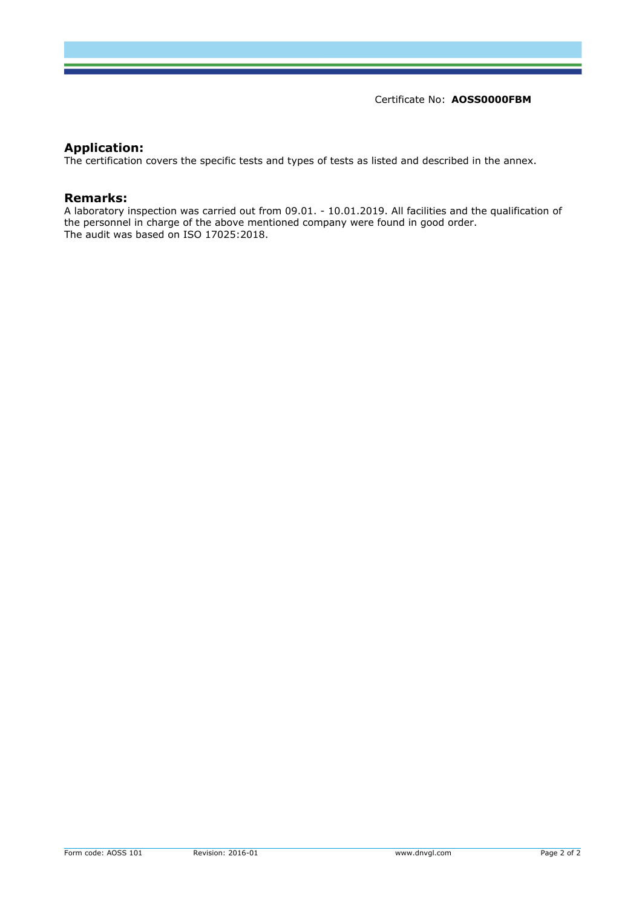Certificate No: **AOSS0000FBM**

## Application:

The certification covers the specific tests and types of tests as listed and described in the annex.

## Remarks:

A laboratory inspection was carried out from 09.01. - 10.01.2019. All facilities and the qualification of the personnel in charge of the above mentioned company were found in good order.
The audit was based on ISO 17025:2018.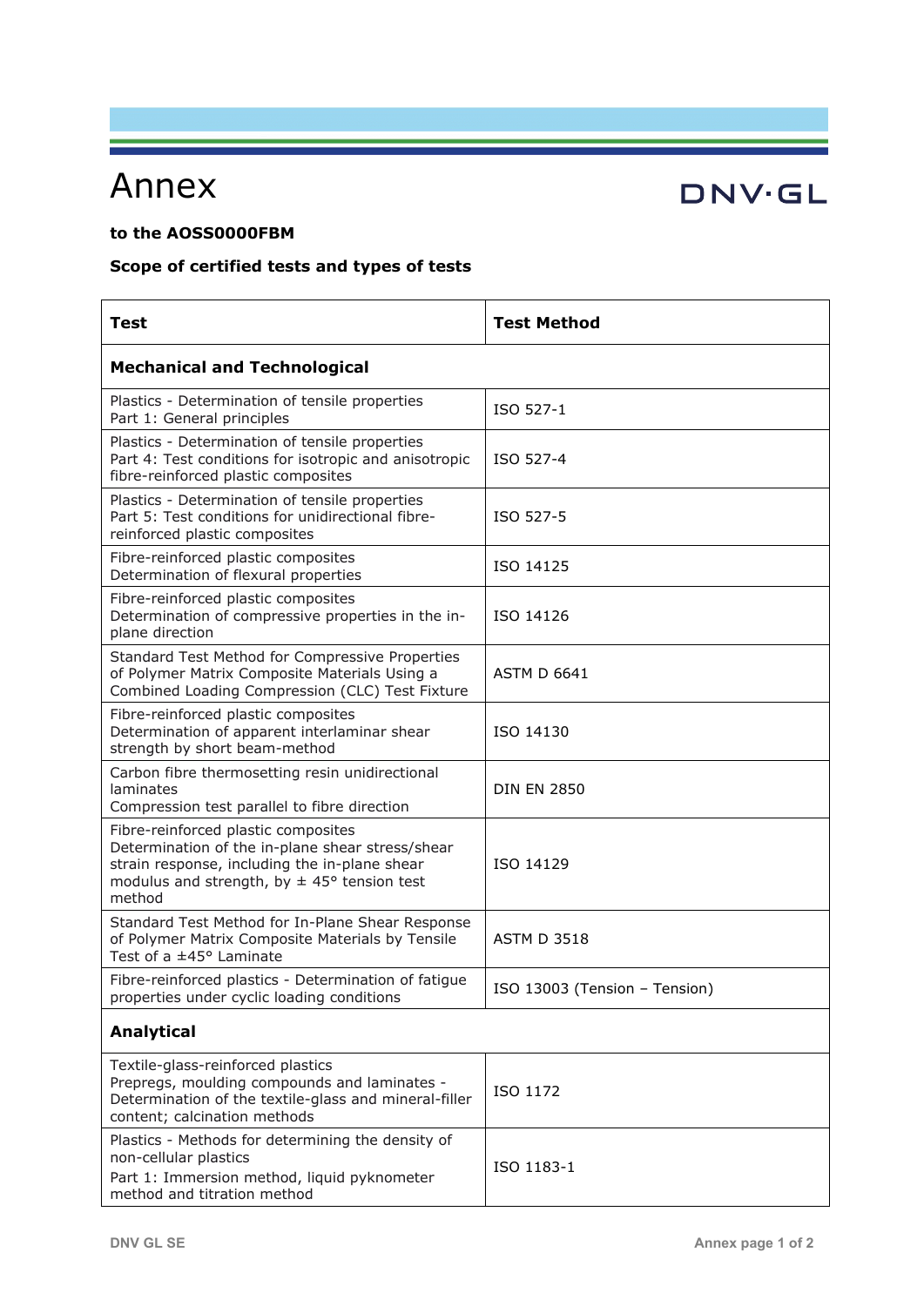# Annex

DNV·GL

**to the AOSS0000FBM**

**Scope of certified tests and types of tests**

| **Test** | **Test Method** |
|---|---|
| **Mechanical and Technological** | |
| Plastics - Determination of tensile properties<br>Part 1: General principles | ISO 527-1 |
| Plastics - Determination of tensile properties<br>Part 4: Test conditions for isotropic and anisotropic fibre-reinforced plastic composites | ISO 527-4 |
| Plastics - Determination of tensile properties<br>Part 5: Test conditions for unidirectional fibre-reinforced plastic composites | ISO 527-5 |
| Fibre-reinforced plastic composites<br>Determination of flexural properties | ISO 14125 |
| Fibre-reinforced plastic composites<br>Determination of compressive properties in the in-plane direction | ISO 14126 |
| Standard Test Method for Compressive Properties of Polymer Matrix Composite Materials Using a Combined Loading Compression (CLC) Test Fixture | ASTM D 6641 |
| Fibre-reinforced plastic composites<br>Determination of apparent interlaminar shear strength by short beam-method | ISO 14130 |
| Carbon fibre thermosetting resin unidirectional laminates<br>Compression test parallel to fibre direction | DIN EN 2850 |
| Fibre-reinforced plastic composites<br>Determination of the in-plane shear stress/shear strain response, including the in-plane shear modulus and strength, by ± 45° tension test method | ISO 14129 |
| Standard Test Method for In-Plane Shear Response of Polymer Matrix Composite Materials by Tensile Test of a ±45° Laminate | ASTM D 3518 |
| Fibre-reinforced plastics - Determination of fatigue properties under cyclic loading conditions | ISO 13003 (Tension – Tension) |
| **Analytical** | |
| Textile-glass-reinforced plastics<br>Prepregs, moulding compounds and laminates - Determination of the textile-glass and mineral-filler content; calcination methods | ISO 1172 |
| Plastics - Methods for determining the density of non-cellular plastics<br>Part 1: Immersion method, liquid pyknometer method and titration method | ISO 1183-1 |

DNV GL SE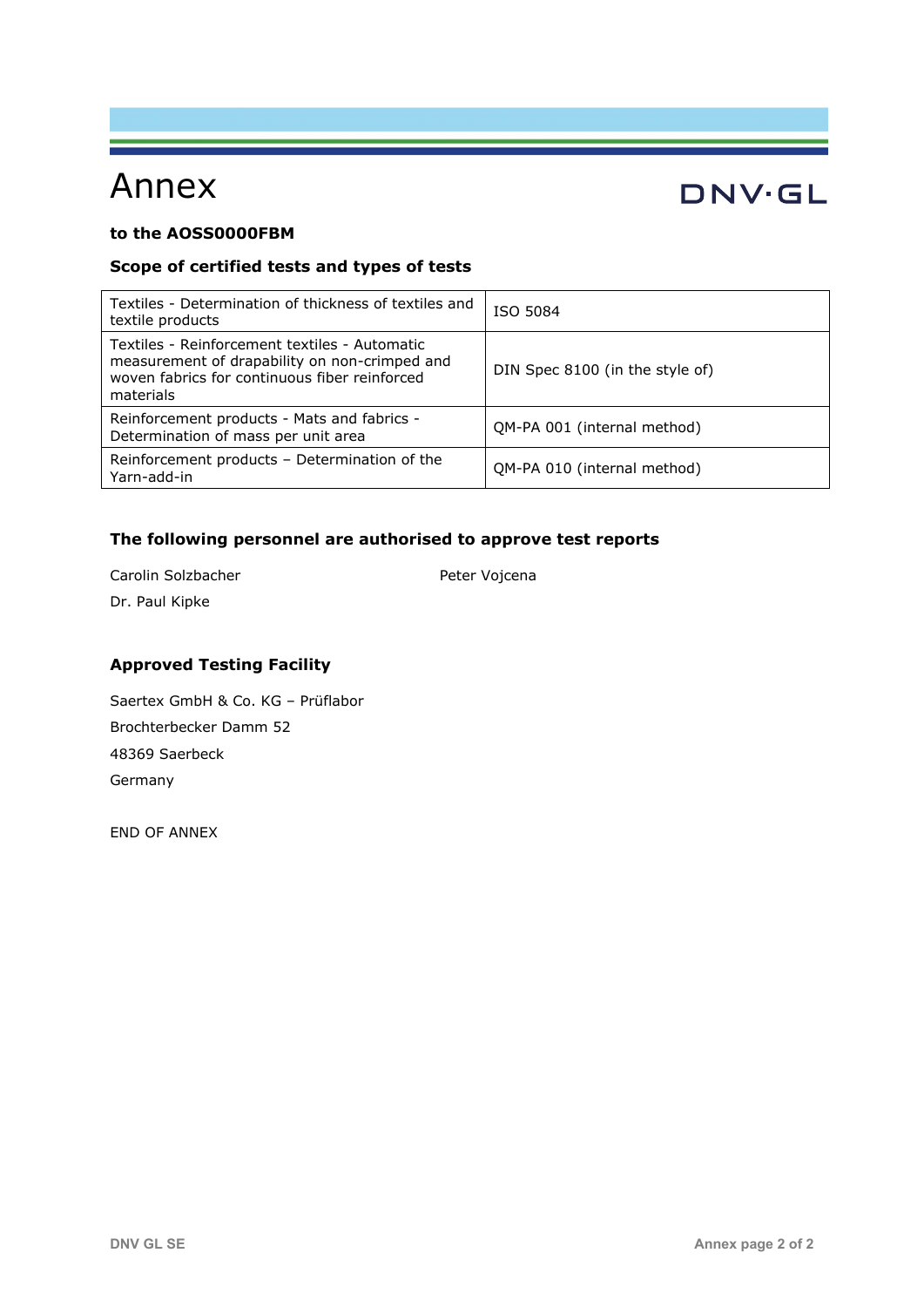# Annex

DNV·GL

**to the AOSS0000FBM**

### Scope of certified tests and types of tests

| | |
|---|---|
| Textiles - Determination of thickness of textiles and textile products | ISO 5084 |
| Textiles - Reinforcement textiles - Automatic measurement of drapability on non-crimped and woven fabrics for continuous fiber reinforced materials | DIN Spec 8100 (in the style of) |
| Reinforcement products - Mats and fabrics - Determination of mass per unit area | QM-PA 001 (internal method) |
| Reinforcement products – Determination of the Yarn-add-in | QM-PA 010 (internal method) |

### The following personnel are authorised to approve test reports

Carolin Solzbacher

Peter Vojcena

Dr. Paul Kipke

### Approved Testing Facility

Saertex GmbH & Co. KG – Prüflabor
Brochterbecker Damm 52
48369 Saerbeck
Germany

END OF ANNEX

DNV GL SE